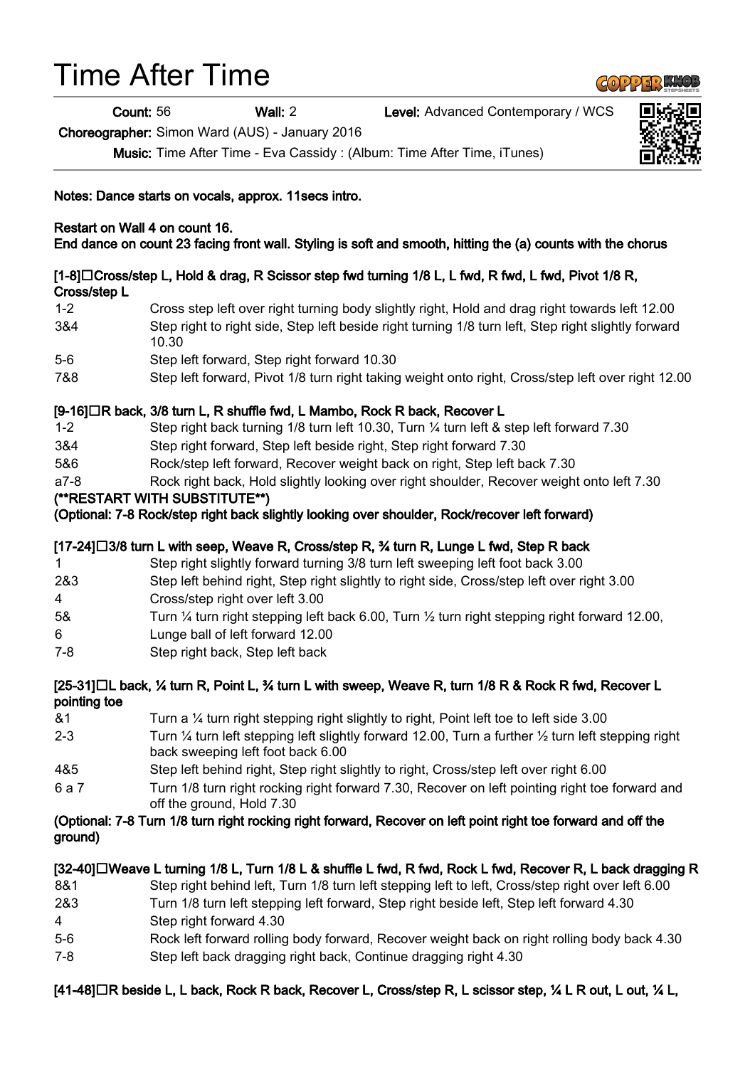# Time After Time

**Count:** 56 **Wall:** 2 **Level:** Advanced Contemporary / WCS

**Choreographer:** Simon Ward (AUS) - January 2016

**Music:** Time After Time - Eva Cassidy : (Album: Time After Time, iTunes)

**Notes: Dance starts on vocals, approx. 11secs intro.**

**Restart on Wall 4 on count 16.**
**End dance on count 23 facing front wall. Styling is soft and smooth, hitting the (a) counts with the chorus**

**[1-8] Cross/step L, Hold & drag, R Scissor step fwd turning 1/8 L, L fwd, R fwd, L fwd, Pivot 1/8 R, Cross/step L**

| | |
|---|---|
| 1-2 | Cross step left over right turning body slightly right, Hold and drag right towards left 12.00 |
| 3&4 | Step right to right side, Step left beside right turning 1/8 turn left, Step right slightly forward 10.30 |
| 5-6 | Step left forward, Step right forward 10.30 |
| 7&8 | Step left forward, Pivot 1/8 turn right taking weight onto right, Cross/step left over right 12.00 |

**[9-16] R back, 3/8 turn L, R shuffle fwd, L Mambo, Rock R back, Recover L**

| | |
|---|---|
| 1-2 | Step right back turning 1/8 turn left 10.30, Turn ¼ turn left & step left forward 7.30 |
| 3&4 | Step right forward, Step left beside right, Step right forward 7.30 |
| 5&6 | Rock/step left forward, Recover weight back on right, Step left back 7.30 |
| a7-8 | Rock right back, Hold slightly looking over right shoulder, Recover weight onto left 7.30 |

**(**RESTART WITH SUBSTITUTE**)**
**(Optional: 7-8 Rock/step right back slightly looking over shoulder, Rock/recover left forward)**

**[17-24] 3/8 turn L with seep, Weave R, Cross/step R, ¾ turn R, Lunge L fwd, Step R back**

| | |
|---|---|
| 1 | Step right slightly forward turning 3/8 turn left sweeping left foot back 3.00 |
| 2&3 | Step left behind right, Step right slightly to right side, Cross/step left over right 3.00 |
| 4 | Cross/step right over left 3.00 |
| 5& | Turn ¼ turn right stepping left back 6.00, Turn ½ turn right stepping right forward 12.00, |
| 6 | Lunge ball of left forward 12.00 |
| 7-8 | Step right back, Step left back |

**[25-31] L back, ¼ turn R, Point L, ¾ turn L with sweep, Weave R, turn 1/8 R & Rock R fwd, Recover L pointing toe**

| | |
|---|---|
| &1 | Turn a ¼ turn right stepping right slightly to right, Point left toe to left side 3.00 |
| 2-3 | Turn ¼ turn left stepping left slightly forward 12.00, Turn a further ½ turn left stepping right back sweeping left foot back 6.00 |
| 4&5 | Step left behind right, Step right slightly to right, Cross/step left over right 6.00 |
| 6 a 7 | Turn 1/8 turn right rocking right forward 7.30, Recover on left pointing right toe forward and off the ground, Hold 7.30 |

**(Optional: 7-8 Turn 1/8 turn right rocking right forward, Recover on left point right toe forward and off the ground)**

**[32-40] Weave L turning 1/8 L, Turn 1/8 L & shuffle L fwd, R fwd, Rock L fwd, Recover R, L back dragging R**

| | |
|---|---|
| 8&1 | Step right behind left, Turn 1/8 turn left stepping left to left, Cross/step right over left 6.00 |
| 2&3 | Turn 1/8 turn left stepping left forward, Step right beside left, Step left forward 4.30 |
| 4 | Step right forward 4.30 |
| 5-6 | Rock left forward rolling body forward, Recover weight back on right rolling body back 4.30 |
| 7-8 | Step left back dragging right back, Continue dragging right 4.30 |

**[41-48] R beside L, L back, Rock R back, Recover L, Cross/step R, L scissor step, ¼ L R out, L out, ¼ L,**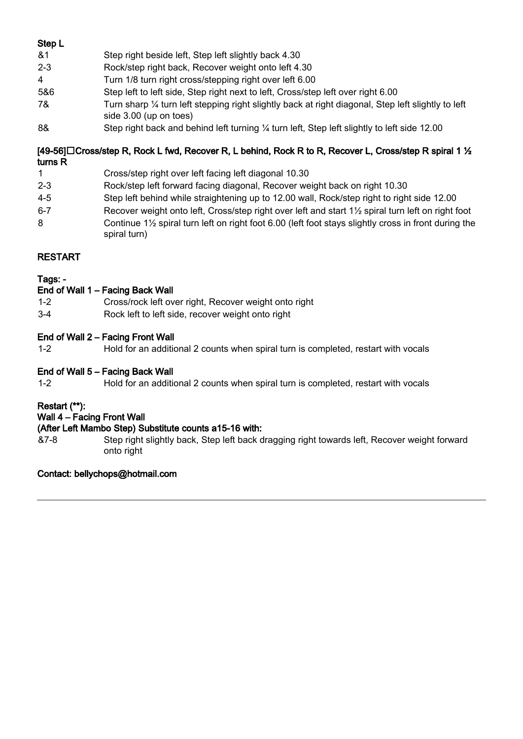**Step L**

| | |
|---|---|
| &1 | Step right beside left, Step left slightly back 4.30 |
| 2-3 | Rock/step right back, Recover weight onto left 4.30 |
| 4 | Turn 1/8 turn right cross/stepping right over left 6.00 |
| 5&6 | Step left to left side, Step right next to left, Cross/step left over right 6.00 |
| 7& | Turn sharp ¼ turn left stepping right slightly back at right diagonal, Step left slightly to left side 3.00 (up on toes) |
| 8& | Step right back and behind left turning ¼ turn left, Step left slightly to left side 12.00 |

**[49-56]□Cross/step R, Rock L fwd, Recover R, L behind, Rock R to R, Recover L, Cross/step R spiral 1 ½ turns R**

| | |
|---|---|
| 1 | Cross/step right over left facing left diagonal 10.30 |
| 2-3 | Rock/step left forward facing diagonal, Recover weight back on right 10.30 |
| 4-5 | Step left behind while straightening up to 12.00 wall, Rock/step right to right side 12.00 |
| 6-7 | Recover weight onto left, Cross/step right over left and start 1½ spiral turn left on right foot |
| 8 | Continue 1½ spiral turn left on right foot 6.00 (left foot stays slightly cross in front during the spiral turn) |

**RESTART**

**Tags: -**

**End of Wall 1 – Facing Back Wall**

| | |
|---|---|
| 1-2 | Cross/rock left over right, Recover weight onto right |
| 3-4 | Rock left to left side, recover weight onto right |

**End of Wall 2 – Facing Front Wall**

| | |
|---|---|
| 1-2 | Hold for an additional 2 counts when spiral turn is completed, restart with vocals |

**End of Wall 5 – Facing Back Wall**

| | |
|---|---|
| 1-2 | Hold for an additional 2 counts when spiral turn is completed, restart with vocals |

**Restart (**):**
**Wall 4 – Facing Front Wall**
**(After Left Mambo Step) Substitute counts a15-16 with:**

| | |
|---|---|
| &7-8 | Step right slightly back, Step left back dragging right towards left, Recover weight forward onto right |

**Contact: bellychops@hotmail.com**